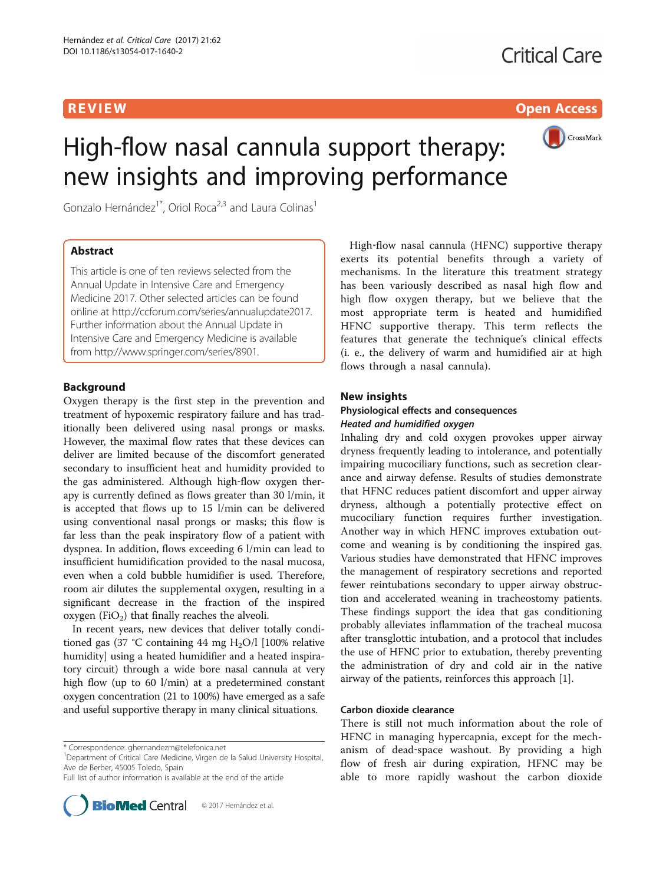REVIEW

Open Access

# High-flow nasal cannula support therapy: new insights and improving performance

Gonzalo Hernández[1*], Oriol Roca[2,3] and Laura Colinas[1]

## Abstract

This article is one of ten reviews selected from the Annual Update in Intensive Care and Emergency Medicine 2017. Other selected articles can be found online at http://ccforum.com/series/annualupdate2017. Further information about the Annual Update in Intensive Care and Emergency Medicine is available from http://www.springer.com/series/8901.

## Background

Oxygen therapy is the first step in the prevention and treatment of hypoxemic respiratory failure and has traditionally been delivered using nasal prongs or masks. However, the maximal flow rates that these devices can deliver are limited because of the discomfort generated secondary to insufficient heat and humidity provided to the gas administered. Although high-flow oxygen therapy is currently defined as flows greater than 30 l/min, it is accepted that flows up to 15 l/min can be delivered using conventional nasal prongs or masks; this flow is far less than the peak inspiratory flow of a patient with dyspnea. In addition, flows exceeding 6 l/min can lead to insufficient humidification provided to the nasal mucosa, even when a cold bubble humidifier is used. Therefore, room air dilutes the supplemental oxygen, resulting in a significant decrease in the fraction of the inspired oxygen ($FiO_2$) that finally reaches the alveoli.

In recent years, new devices that deliver totally conditioned gas (37 °C containing 44 mg $H_2O$/l [100% relative humidity] using a heated humidifier and a heated inspiratory circuit) through a wide bore nasal cannula at very high flow (up to 60 l/min) at a predetermined constant oxygen concentration (21 to 100%) have emerged as a safe and useful supportive therapy in many clinical situations.

High-flow nasal cannula (HFNC) supportive therapy exerts its potential benefits through a variety of mechanisms. In the literature this treatment strategy has been variously described as nasal high flow and high flow oxygen therapy, but we believe that the most appropriate term is heated and humidified HFNC supportive therapy. This term reflects the features that generate the technique's clinical effects (i. e., the delivery of warm and humidified air at high flows through a nasal cannula).

## New insights

### Physiological effects and consequences

#### *Heated and humidified oxygen*

Inhaling dry and cold oxygen provokes upper airway dryness frequently leading to intolerance, and potentially impairing mucociliary functions, such as secretion clearance and airway defense. Results of studies demonstrate that HFNC reduces patient discomfort and upper airway dryness, although a potentially protective effect on mucociliary function requires further investigation. Another way in which HFNC improves extubation outcome and weaning is by conditioning the inspired gas. Various studies have demonstrated that HFNC improves the management of respiratory secretions and reported fewer reintubations secondary to upper airway obstruction and accelerated weaning in tracheostomy patients. These findings support the idea that gas conditioning probably alleviates inflammation of the tracheal mucosa after transglottic intubation, and a protocol that includes the use of HFNC prior to extubation, thereby preventing the administration of dry and cold air in the native airway of the patients, reinforces this approach [1].

#### Carbon dioxide clearance

There is still not much information about the role of HFNC in managing hypercapnia, except for the mechanism of dead-space washout. By providing a high flow of fresh air during expiration, HFNC may be able to more rapidly washout the carbon dioxide

\* Correspondence: ghernandezm@telefonica.net
[1]Department of Critical Care Medicine, Virgen de la Salud University Hospital, Ave de Berber, 45005 Toledo, Spain
Full list of author information is available at the end of the article

© 2017 Hernández et al.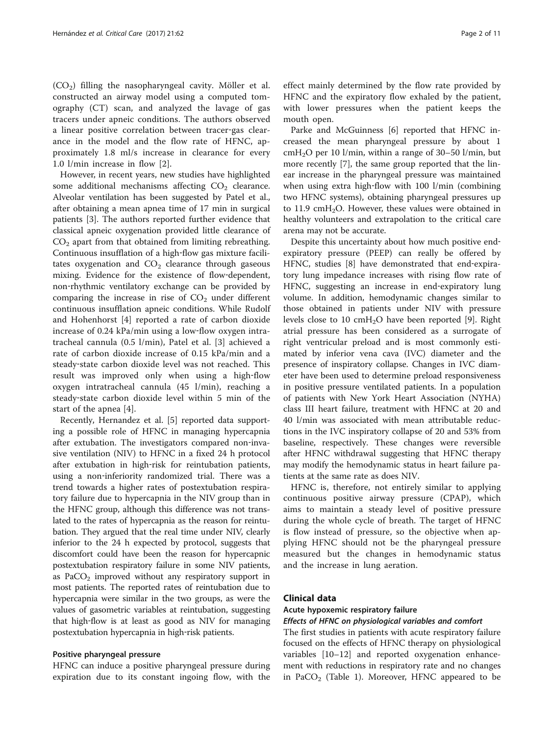($CO_2$) filling the nasopharyngeal cavity. Möller et al. constructed an airway model using a computed tomography (CT) scan, and analyzed the lavage of gas tracers under apneic conditions. The authors observed a linear positive correlation between tracer-gas clearance in the model and the flow rate of HFNC, approximately 1.8 ml/s increase in clearance for every 1.0 l/min increase in flow [2].

However, in recent years, new studies have highlighted some additional mechanisms affecting $CO_2$ clearance. Alveolar ventilation has been suggested by Patel et al., after obtaining a mean apnea time of 17 min in surgical patients [3]. The authors reported further evidence that classical apneic oxygenation provided little clearance of $CO_2$ apart from that obtained from limiting rebreathing. Continuous insufflation of a high-flow gas mixture facilitates oxygenation and $CO_2$ clearance through gaseous mixing. Evidence for the existence of flow-dependent, non-rhythmic ventilatory exchange can be provided by comparing the increase in rise of $CO_2$ under different continuous insufflation apneic conditions. While Rudolf and Hohenhorst [4] reported a rate of carbon dioxide increase of 0.24 kPa/min using a low-flow oxygen intratracheal cannula (0.5 l/min), Patel et al. [3] achieved a rate of carbon dioxide increase of 0.15 kPa/min and a steady-state carbon dioxide level was not reached. This result was improved only when using a high-flow oxygen intratracheal cannula (45 l/min), reaching a steady-state carbon dioxide level within 5 min of the start of the apnea [4].

Recently, Hernandez et al. [5] reported data supporting a possible role of HFNC in managing hypercapnia after extubation. The investigators compared non-invasive ventilation (NIV) to HFNC in a fixed 24 h protocol after extubation in high-risk for reintubation patients, using a non-inferiority randomized trial. There was a trend towards a higher rates of postextubation respiratory failure due to hypercapnia in the NIV group than in the HFNC group, although this difference was not translated to the rates of hypercapnia as the reason for reintubation. They argued that the real time under NIV, clearly inferior to the 24 h expected by protocol, suggests that discomfort could have been the reason for hypercapnic postextubation respiratory failure in some NIV patients, as $PaCO_2$ improved without any respiratory support in most patients. The reported rates of reintubation due to hypercapnia were similar in the two groups, as were the values of gasometric variables at reintubation, suggesting that high-flow is at least as good as NIV for managing postextubation hypercapnia in high-risk patients.

### Positive pharyngeal pressure

HFNC can induce a positive pharyngeal pressure during expiration due to its constant ingoing flow, with the effect mainly determined by the flow rate provided by HFNC and the expiratory flow exhaled by the patient, with lower pressures when the patient keeps the mouth open.

Parke and McGuinness [6] reported that HFNC increased the mean pharyngeal pressure by about 1 $cmH_2O$ per 10 l/min, within a range of 30–50 l/min, but more recently [7], the same group reported that the linear increase in the pharyngeal pressure was maintained when using extra high-flow with 100 l/min (combining two HFNC systems), obtaining pharyngeal pressures up to 11.9 $cmH_2O$. However, these values were obtained in healthy volunteers and extrapolation to the critical care arena may not be accurate.

Despite this uncertainty about how much positive end-expiratory pressure (PEEP) can really be offered by HFNC, studies [8] have demonstrated that end-expiratory lung impedance increases with rising flow rate of HFNC, suggesting an increase in end-expiratory lung volume. In addition, hemodynamic changes similar to those obtained in patients under NIV with pressure levels close to 10 $cmH_2O$ have been reported [9]. Right atrial pressure has been considered as a surrogate of right ventricular preload and is most commonly estimated by inferior vena cava (IVC) diameter and the presence of inspiratory collapse. Changes in IVC diameter have been used to determine preload responsiveness in positive pressure ventilated patients. In a population of patients with New York Heart Association (NYHA) class III heart failure, treatment with HFNC at 20 and 40 l/min was associated with mean attributable reductions in the IVC inspiratory collapse of 20 and 53% from baseline, respectively. These changes were reversible after HFNC withdrawal suggesting that HFNC therapy may modify the hemodynamic status in heart failure patients at the same rate as does NIV.

HFNC is, therefore, not entirely similar to applying continuous positive airway pressure (CPAP), which aims to maintain a steady level of positive pressure during the whole cycle of breath. The target of HFNC is flow instead of pressure, so the objective when applying HFNC should not be the pharyngeal pressure measured but the changes in hemodynamic status and the increase in lung aeration.

## Clinical data

### Acute hypoxemic respiratory failure

#### *Effects of HFNC on physiological variables and comfort*

The first studies in patients with acute respiratory failure focused on the effects of HFNC therapy on physiological variables [10–12] and reported oxygenation enhancement with reductions in respiratory rate and no changes in $PaCO_2$ (Table 1). Moreover, HFNC appeared to be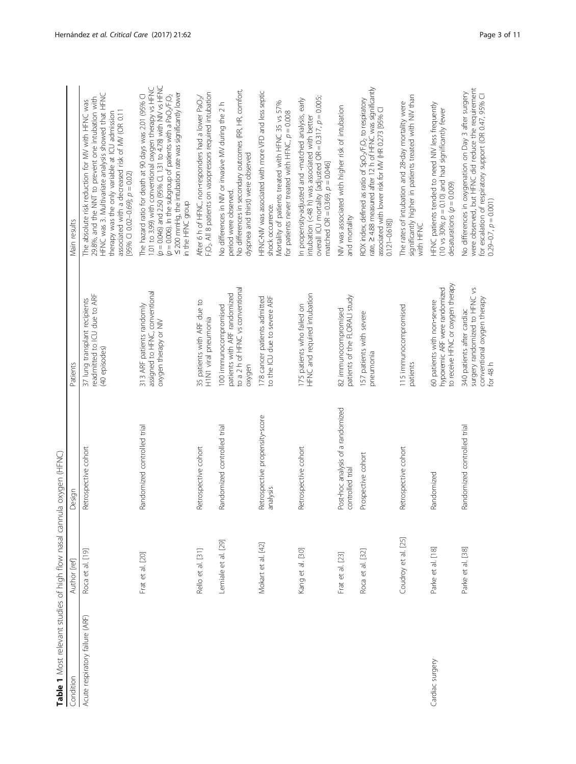**Table 1** Most relevant studies of high flow nasal cannula oxygen (HFNC)

| Condition | Author [ref] | Design | Patients | Main results |
| --- | --- | --- | --- | --- |
| Acute respiratory failure (ARF) | Roca et al. [19] | Retrospective cohort | 37 lung transplant recipients readmitted to ICU due to ARF (40 episodes) | The absolute risk reduction for MV with HFNC was 29.8%, and the NNT to prevent one intubation with HFNC was 3. Multivariate analysis showed that HFNC therapy was the only variable at ICU admission associated with a decreased risk of MV (OR 0.11 [95% CI 0.02–0.69]; $p = 0.02$) |
| | Frat et al. [20] | Randomized controlled trial | 313 ARF patients randomly assigned to HFNC, conventional oxygen therapy or NIV | The hazard ratio for death at 90 days was 2.01 (95% CI 1.01 to 3.99) with conventional oxygen therapy vs HFNC ($p = 0.046$) and 2.50 (95% CI, 1.31 to 4.78) with NIV vs HFNC ($p = 0.006$). In the subgroup of patients with a $PaO_2/F_IO_2$ ≤ 200 mmHg, the intubation rate was significantly lower in the HFNC group |
| | Rello et al. [31] | Retrospective cohort | 35 patients with ARF due to H1N1 viral pneumonia | After 6 h of HFNC, non-responders had a lower $PaO_2/F_IO_2$. All 8 patients on vasopressors required intubation |
| | Lemiale et al. [29] | Randomized controlled trial | 100 immunocompromised patients with ARF randomized to a 2 h of HFNC vs conventional oxygen | No differences in NIV or invasive MV during the 2 h period were observed.<br>No differences in secondary outcomes (RR, HR, comfort, dyspnea and thirst) were observed |
| | Mokart et al. [42] | Retrospective propensity-score analysis | 178 cancer patients admitted to the ICU due to severe ARF | HFNC-NIV was associated with more VFD and less septic shock occurrence.<br>Mortality of patients treated with HFNC 35 vs 57% for patients never treated with HFNC, $p = 0.008$ |
| | Kang et al. [30] | Retrospective cohort | 175 patients who failed on HFNC and required intubation | In propensity-adjusted and -matched analysis, early intubation (<48 h) was associated with better overall ICU mortality [adjusted OR = 0.317, $p = 0.005$; matched OR = 0.369, $p = 0.046$] |
| | Frat et al. [23] | Post-hoc analysis of a randomized controlled trial | 82 immunocompromised patients of the FLORALI study | NIV was associated with higher risk of intubation and mortality |
| | Roca et al. [32] | Prospective cohort | 157 patients with severe pneumonia | ROX index, defined as ratio of $SpO_2/F_IO_2$ to respiratory rate, ≥ 4.88 measured after 12 h of HFNC was significantly associated with lower risk for MV (HR 0.273 [95% CI 0.121–0.618]) |
| | Coudroy et al. [25] | Retrospective cohort | 115 immunocompromised patients | The rates of intubation and 28-day mortality were significantly higher in patients treated with NIV than with HFNC |
| Cardiac surgery | Parke et al. [18] | Randomized | 60 patients with non-severe hypoxemic ARF were randomized to receive HFNC or oxygen therapy | HFNC patients tended to need NIV less frequently (10 vs 30%; $p = 0.10$) and had significantly fewer desaturations ($p = 0.009$) |
| | Parke et al. [38] | Randomized controlled trial | 340 patients after cardiac surgery randomized to HFNC vs conventional oxygen therapy for 48 h | No differences in oxygenation on Day 3 after surgery were observed, but HFNC did reduce the requirement for escalation of respiratory support (OR 0.47, 95% CI 0.29–0.7, $p = 0.001$) |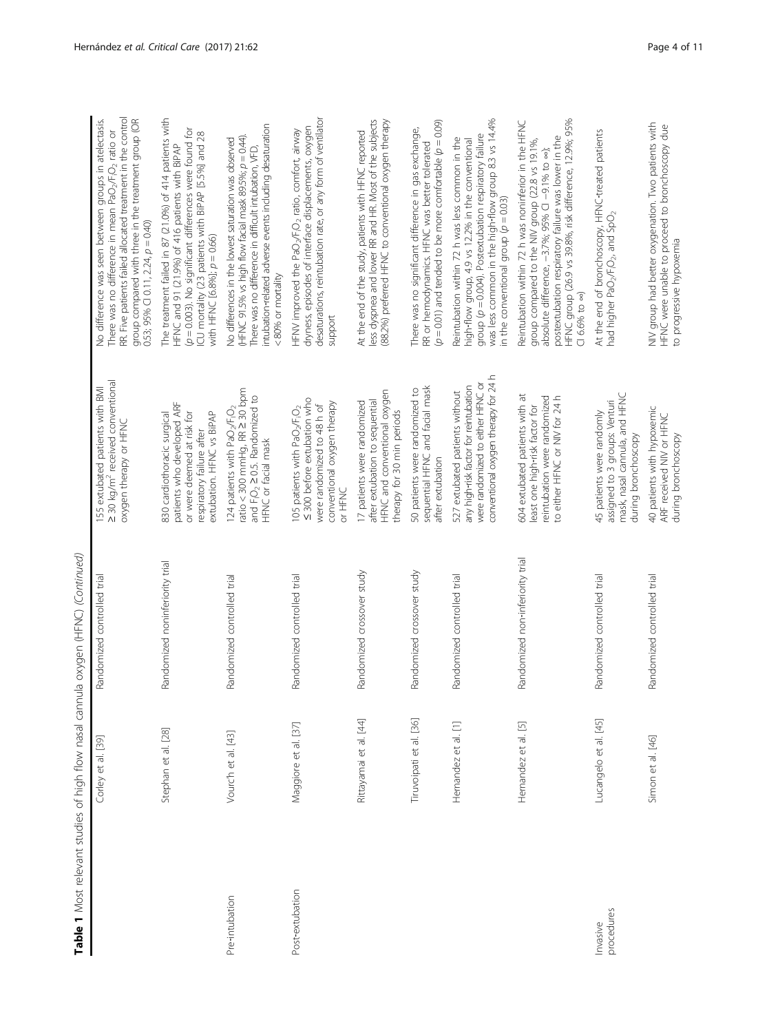**Table 1** Most relevant studies of high flow nasal cannula oxygen (HFNC) *(Continued)*

| | Study | Design | Population | Main findings |
|---|---|---|---|---|
| | Corley et al. [39] | Randomized controlled trial | 155 extubated patients with BMI ≥ 30 kg/m² received conventional oxygen therapy or HFNC | No difference was seen between groups in atelectasis. There was no difference in mean $PaO_2/FiO_2$ ratio or RR. Five patients failed allocated treatment in the control group compared with three in the treatment group (OR 0.53; 95% CI 0.11, 2.24, $p = 0.40$) |
| | Stephan et al. [28] | Randomized noninferiority trial | 830 cardiothoracic surgical patients who developed ARF or were deemed at risk for respiratory failure after extubation. HFNC vs BiPAP | The treatment failed in 87 (21.0%) of 414 patients with HFNC and 91 (21.9%) of 416 patients with BiPAP ($p = 0.003$). No significant differences were found for ICU mortality (23 patients with BiPAP [5.5%] and 28 with HFNC [6.8%]; $p = 0.66$) |
| Pre-intubation | Vourc'h et al. [43] | Randomized controlled trial | 124 patients with $PaO_2/FiO_2$ ratio < 300 mmHg, RR ≥ 30 bpm and $FiO_2$ ≥ 0.5. Randomized to HFNC or facial mask | No differences in the lowest saturation was observed (HFNC 91.5% vs high flow facial mask 89.5%; $p = 0.44$). There was no difference in difficult intubation, VFD, intubation-related adverse events including desaturation < 80% or mortality |
| Post-extubation | Maggiore et al. [37] | Randomized controlled trial | 105 patients with $PaO_2/FiO_2$ ≤ 300 before extubation who were randomized to 48 h of conventional oxygen therapy or HFNC | HFNV improved the $PaO_2/FiO_2$ ratio, comfort, airway dryness, episodes of interface displacements, oxygen desaturations, reintubation rate, or any form of ventilator support |
| | Rittayamai et al. [44] | Randomized crossover study | 17 patients were randomized after extubation to sequential HFNC and conventional oxygen therapy for 30 min periods | At the end of the study, patients with HFNC reported less dyspnea and lower RR and HR. Most of the subjects (88.2%) preferred HFNC to conventional oxygen therapy |
| | Tiruvoipati et al. [36] | Randomized crossover study | 50 patients were randomized to sequential HFNC and facial mask after extubation | There was no significant difference in gas exchange, RR or hemodynamics. HFNC was better tolerated ($p = 0.01$) and tended to be more comfortable ($p = 0.09$) |
| | Hernandez et al. [1] | Randomized controlled trial | 527 extubated patients without any high-risk factor for reintubation were randomized to either HFNC or conventional oxygen therapy for 24 h | Reintubation within 72 h was less common in the high-flow group, 4.9 vs 12.2% in the conventional group ($p = 0.004$). Postextubation respiratory failure was less common in the high-flow group 8.3 vs 14.4% in the conventional group ($p = 0.03$) |
| | Hernandez et al. [5] | Randomized non-inferiority trial | 604 extubated patients with at least one high-risk factor for reintubation were randomized to either HFNC or NIV for 24 h | Reintubation within 72 h was noninferior in the HFNC group compared to the NIV group (22.8 vs 19.1%, absolute difference, −3.7%; 95% CI −9.1% to ∞); postextubation respiratory failure was lower in the HFNC group (26.9 vs 39.8%, risk difference, 12.9%; 95% CI 6.6% to ∞) |
| Invasive procedures | Lucangelo et al. [45] | Randomized controlled trial | 45 patients were randomly assigned to 3 groups: Venturi mask, nasal cannula, and HFNC during bronchoscopy | At the end of bronchoscopy, HFNC-treated patients had higher $PaO_2/FiO_2$, and $SpO_2$ |
| | Simon et al. [46] | Randomized controlled trial | 40 patients with hypoxemic ARF received NIV or HFNC during bronchoscopy | NIV group had better oxygenation. Two patients with HFNC were unable to proceed to bronchoscopy due to progressive hypoxemia |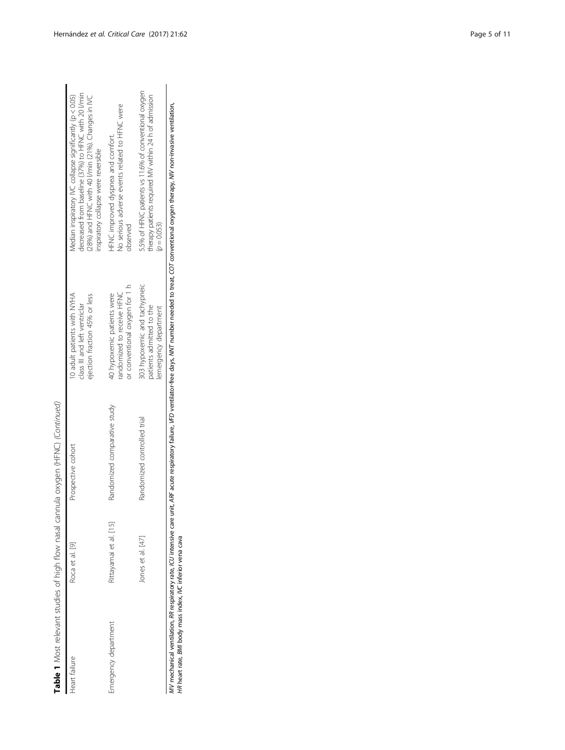**Table 1** Most relevant studies of high flow nasal cannula oxygen (HFNC) *(Continued)*

| | | | | |
|---|---|---|---|---|
| Heart failure | Roca et al. [9] | Prospective cohort | 10 adult patients with NYHA class III and left ventricular ejection fraction 45% or less | Median inspiratory IVC collapse significantly ($p < 0.05$) decreased from baseline (37%) to HFNC with 20 l/min (28%) and HFNC with 40 l/min (21%). Changes in IVC inspiratory collapse were reversible |
| Emergency department | Rittayamai et al. [15] | Randomized comparative study | 40 hypoxemic patients were randomized to receive HFNC or conventional oxygen for 1 h | HFNC improved dyspnea and comfort. No serious adverse events related to HFNC were observed |
| | Jones et al. [47] | Randomized controlled trial | 303 hypoxemic and tachypneic patients admitted to the emergency department | 5.5% of HFNC patients vs 11.6% of conventional oxygen therapy patients required MV within 24 h of admission ($p = 0.053$) |

*MV* mechanical ventilation, *RR* respiratory rate, *ICU* intensive care unit, *ARF* acute respiratory failure, *VFD* ventilator-free days, *NNT* number needed to treat, *COT* conventional oxygen therapy, *NIV* non-invasive ventilation, *HR* heart rate, *BMI* body mass index, *IVC* inferior vena cava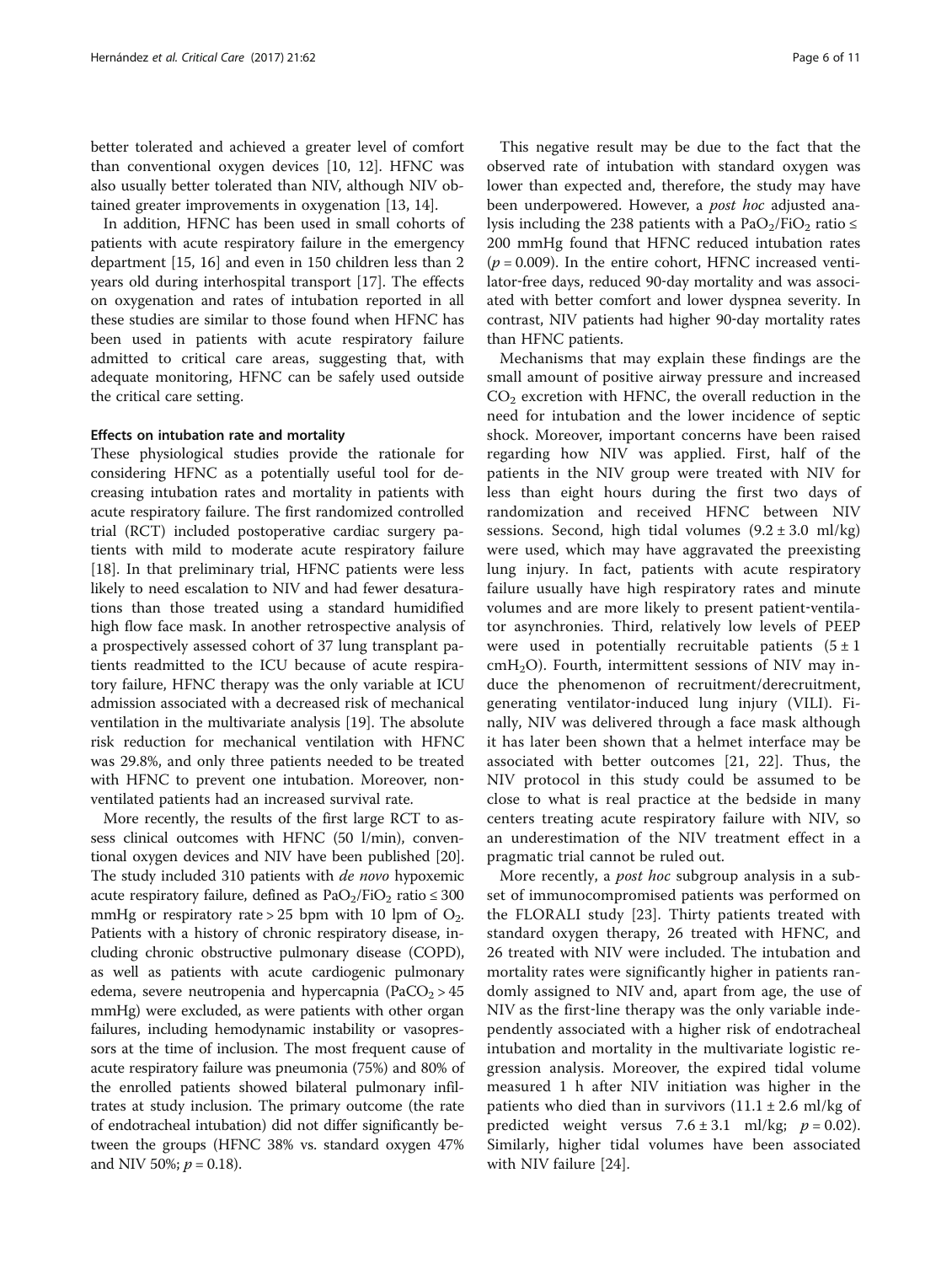better tolerated and achieved a greater level of comfort than conventional oxygen devices [10, 12]. HFNC was also usually better tolerated than NIV, although NIV obtained greater improvements in oxygenation [13, 14].

In addition, HFNC has been used in small cohorts of patients with acute respiratory failure in the emergency department [15, 16] and even in 150 children less than 2 years old during interhospital transport [17]. The effects on oxygenation and rates of intubation reported in all these studies are similar to those found when HFNC has been used in patients with acute respiratory failure admitted to critical care areas, suggesting that, with adequate monitoring, HFNC can be safely used outside the critical care setting.

#### Effects on intubation rate and mortality

These physiological studies provide the rationale for considering HFNC as a potentially useful tool for decreasing intubation rates and mortality in patients with acute respiratory failure. The first randomized controlled trial (RCT) included postoperative cardiac surgery patients with mild to moderate acute respiratory failure [18]. In that preliminary trial, HFNC patients were less likely to need escalation to NIV and had fewer desaturations than those treated using a standard humidified high flow face mask. In another retrospective analysis of a prospectively assessed cohort of 37 lung transplant patients readmitted to the ICU because of acute respiratory failure, HFNC therapy was the only variable at ICU admission associated with a decreased risk of mechanical ventilation in the multivariate analysis [19]. The absolute risk reduction for mechanical ventilation with HFNC was 29.8%, and only three patients needed to be treated with HFNC to prevent one intubation. Moreover, non-ventilated patients had an increased survival rate.

More recently, the results of the first large RCT to assess clinical outcomes with HFNC (50 l/min), conventional oxygen devices and NIV have been published [20]. The study included 310 patients with *de novo* hypoxemic acute respiratory failure, defined as $PaO_2/FiO_2$ ratio ≤ 300 mmHg or respiratory rate > 25 bpm with 10 lpm of $O_2$. Patients with a history of chronic respiratory disease, including chronic obstructive pulmonary disease (COPD), as well as patients with acute cardiogenic pulmonary edema, severe neutropenia and hypercapnia ($PaCO_2 > 45$ mmHg) were excluded, as were patients with other organ failures, including hemodynamic instability or vasopressors at the time of inclusion. The most frequent cause of acute respiratory failure was pneumonia (75%) and 80% of the enrolled patients showed bilateral pulmonary infiltrates at study inclusion. The primary outcome (the rate of endotracheal intubation) did not differ significantly between the groups (HFNC 38% vs. standard oxygen 47% and NIV 50%; $p = 0.18$).

This negative result may be due to the fact that the observed rate of intubation with standard oxygen was lower than expected and, therefore, the study may have been underpowered. However, a *post hoc* adjusted analysis including the 238 patients with a $PaO_2/FiO_2$ ratio ≤ 200 mmHg found that HFNC reduced intubation rates ($p = 0.009$). In the entire cohort, HFNC increased ventilator-free days, reduced 90-day mortality and was associated with better comfort and lower dyspnea severity. In contrast, NIV patients had higher 90-day mortality rates than HFNC patients.

Mechanisms that may explain these findings are the small amount of positive airway pressure and increased $CO_2$ excretion with HFNC, the overall reduction in the need for intubation and the lower incidence of septic shock. Moreover, important concerns have been raised regarding how NIV was applied. First, half of the patients in the NIV group were treated with NIV for less than eight hours during the first two days of randomization and received HFNC between NIV sessions. Second, high tidal volumes (9.2 ± 3.0 ml/kg) were used, which may have aggravated the preexisting lung injury. In fact, patients with acute respiratory failure usually have high respiratory rates and minute volumes and are more likely to present patient-ventilator asynchronies. Third, relatively low levels of PEEP were used in potentially recruitable patients (5 ± 1 $cmH_2O$). Fourth, intermittent sessions of NIV may induce the phenomenon of recruitment/derecruitment, generating ventilator-induced lung injury (VILI). Finally, NIV was delivered through a face mask although it has later been shown that a helmet interface may be associated with better outcomes [21, 22]. Thus, the NIV protocol in this study could be assumed to be close to what is real practice at the bedside in many centers treating acute respiratory failure with NIV, so an underestimation of the NIV treatment effect in a pragmatic trial cannot be ruled out.

More recently, a *post hoc* subgroup analysis in a subset of immunocompromised patients was performed on the FLORALI study [23]. Thirty patients treated with standard oxygen therapy, 26 treated with HFNC, and 26 treated with NIV were included. The intubation and mortality rates were significantly higher in patients randomly assigned to NIV and, apart from age, the use of NIV as the first-line therapy was the only variable independently associated with a higher risk of endotracheal intubation and mortality in the multivariate logistic regression analysis. Moreover, the expired tidal volume measured 1 h after NIV initiation was higher in the patients who died than in survivors (11.1 ± 2.6 ml/kg of predicted weight versus 7.6 ± 3.1 ml/kg; $p = 0.02$). Similarly, higher tidal volumes have been associated with NIV failure [24].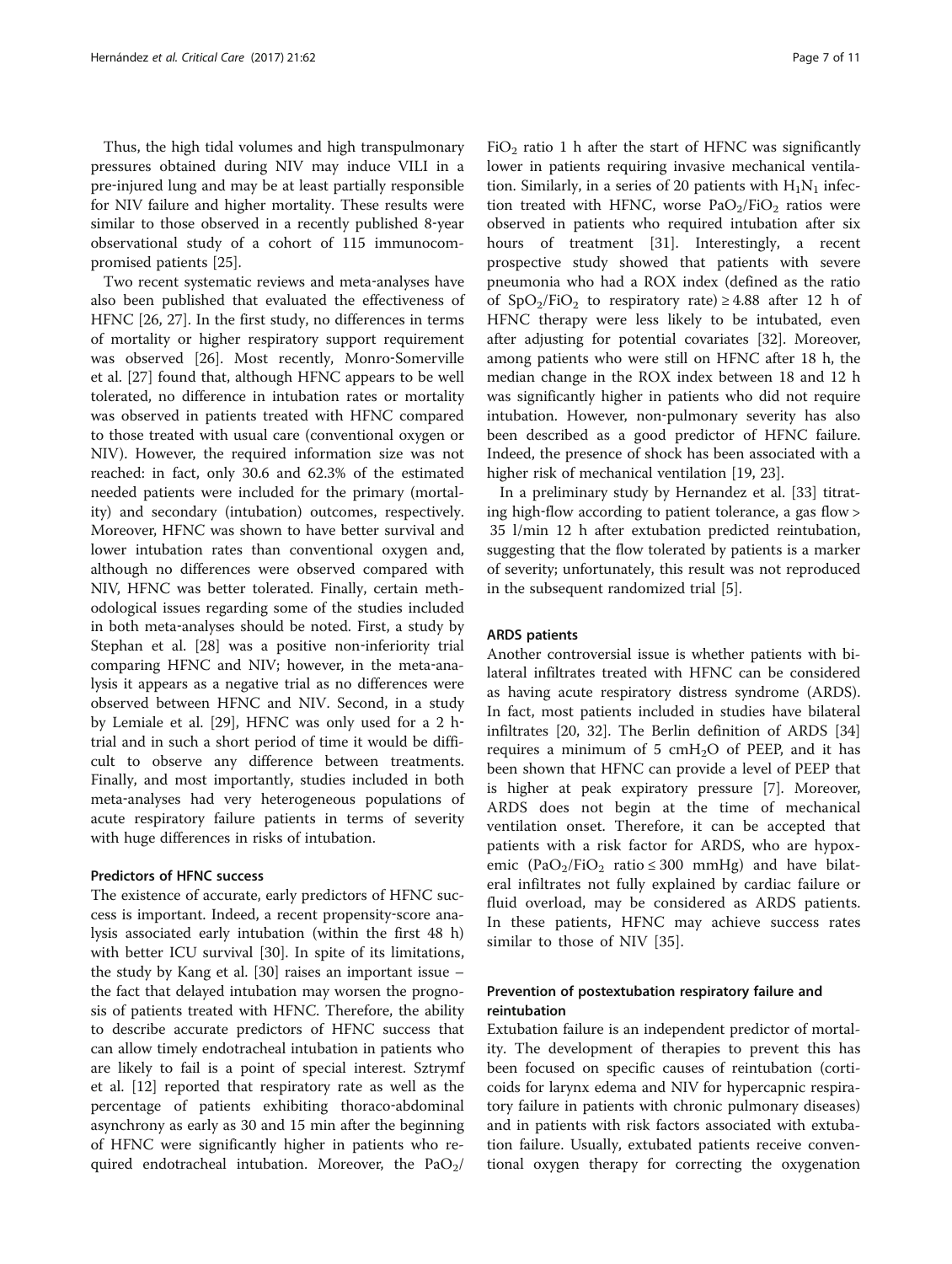Thus, the high tidal volumes and high transpulmonary pressures obtained during NIV may induce VILI in a pre-injured lung and may be at least partially responsible for NIV failure and higher mortality. These results were similar to those observed in a recently published 8-year observational study of a cohort of 115 immunocompromised patients [25].

Two recent systematic reviews and meta-analyses have also been published that evaluated the effectiveness of HFNC [26, 27]. In the first study, no differences in terms of mortality or higher respiratory support requirement was observed [26]. Most recently, Monro-Somerville et al. [27] found that, although HFNC appears to be well tolerated, no difference in intubation rates or mortality was observed in patients treated with HFNC compared to those treated with usual care (conventional oxygen or NIV). However, the required information size was not reached: in fact, only 30.6 and 62.3% of the estimated needed patients were included for the primary (mortality) and secondary (intubation) outcomes, respectively. Moreover, HFNC was shown to have better survival and lower intubation rates than conventional oxygen and, although no differences were observed compared with NIV, HFNC was better tolerated. Finally, certain methodological issues regarding some of the studies included in both meta-analyses should be noted. First, a study by Stephan et al. [28] was a positive non-inferiority trial comparing HFNC and NIV; however, in the meta-analysis it appears as a negative trial as no differences were observed between HFNC and NIV. Second, in a study by Lemiale et al. [29], HFNC was only used for a 2 h-trial and in such a short period of time it would be difficult to observe any difference between treatments. Finally, and most importantly, studies included in both meta-analyses had very heterogeneous populations of acute respiratory failure patients in terms of severity with huge differences in risks of intubation.

### Predictors of HFNC success

The existence of accurate, early predictors of HFNC success is important. Indeed, a recent propensity-score analysis associated early intubation (within the first 48 h) with better ICU survival [30]. In spite of its limitations, the study by Kang et al. [30] raises an important issue – the fact that delayed intubation may worsen the prognosis of patients treated with HFNC. Therefore, the ability to describe accurate predictors of HFNC success that can allow timely endotracheal intubation in patients who are likely to fail is a point of special interest. Sztrymf et al. [12] reported that respiratory rate as well as the percentage of patients exhibiting thoraco-abdominal asynchrony as early as 30 and 15 min after the beginning of HFNC were significantly higher in patients who required endotracheal intubation. Moreover, the $PaO_2/FiO_2$ ratio 1 h after the start of HFNC was significantly lower in patients requiring invasive mechanical ventilation. Similarly, in a series of 20 patients with $H_1N_1$ infection treated with HFNC, worse $PaO_2/FiO_2$ ratios were observed in patients who required intubation after six hours of treatment [31]. Interestingly, a recent prospective study showed that patients with severe pneumonia who had a ROX index (defined as the ratio of $SpO_2/FiO_2$ to respiratory rate) $\geq 4.88$ after 12 h of HFNC therapy were less likely to be intubated, even after adjusting for potential covariates [32]. Moreover, among patients who were still on HFNC after 18 h, the median change in the ROX index between 18 and 12 h was significantly higher in patients who did not require intubation. However, non-pulmonary severity has also been described as a good predictor of HFNC failure. Indeed, the presence of shock has been associated with a higher risk of mechanical ventilation [19, 23].

In a preliminary study by Hernandez et al. [33] titrating high-flow according to patient tolerance, a gas flow > 35 l/min 12 h after extubation predicted reintubation, suggesting that the flow tolerated by patients is a marker of severity; unfortunately, this result was not reproduced in the subsequent randomized trial [5].

### ARDS patients

Another controversial issue is whether patients with bilateral infiltrates treated with HFNC can be considered as having acute respiratory distress syndrome (ARDS). In fact, most patients included in studies have bilateral infiltrates [20, 32]. The Berlin definition of ARDS [34] requires a minimum of 5 $cmH_2O$ of PEEP, and it has been shown that HFNC can provide a level of PEEP that is higher at peak expiratory pressure [7]. Moreover, ARDS does not begin at the time of mechanical ventilation onset. Therefore, it can be accepted that patients with a risk factor for ARDS, who are hypoxemic ($PaO_2/FiO_2$ ratio $\leq 300$ mmHg) and have bilateral infiltrates not fully explained by cardiac failure or fluid overload, may be considered as ARDS patients. In these patients, HFNC may achieve success rates similar to those of NIV [35].

### Prevention of postextubation respiratory failure and reintubation

Extubation failure is an independent predictor of mortality. The development of therapies to prevent this has been focused on specific causes of reintubation (corticoids for larynx edema and NIV for hypercapnic respiratory failure in patients with chronic pulmonary diseases) and in patients with risk factors associated with extubation failure. Usually, extubated patients receive conventional oxygen therapy for correcting the oxygenation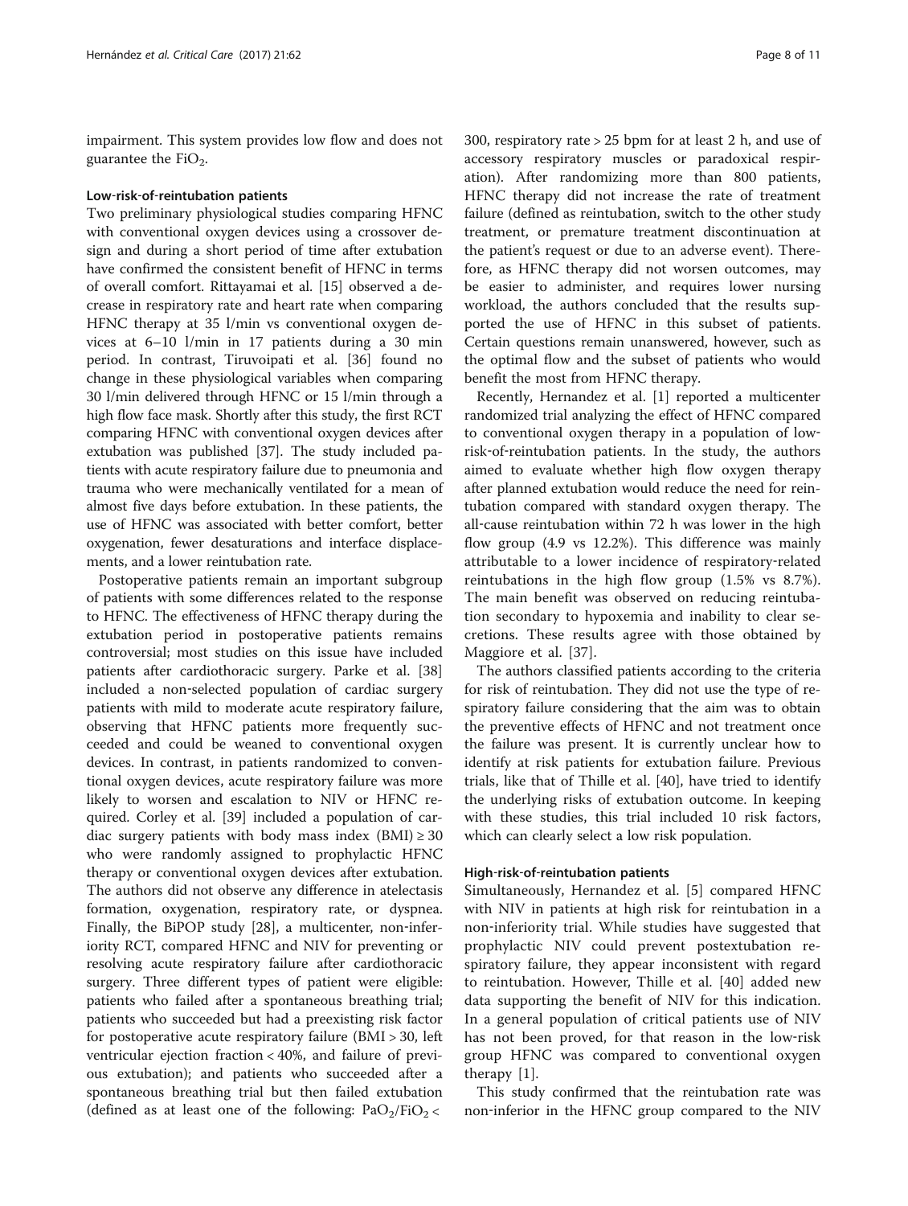impairment. This system provides low flow and does not guarantee the $FiO_2$.

### Low-risk-of-reintubation patients

Two preliminary physiological studies comparing HFNC with conventional oxygen devices using a crossover design and during a short period of time after extubation have confirmed the consistent benefit of HFNC in terms of overall comfort. Rittayamai et al. [15] observed a decrease in respiratory rate and heart rate when comparing HFNC therapy at 35 l/min vs conventional oxygen devices at 6–10 l/min in 17 patients during a 30 min period. In contrast, Tiruvoipati et al. [36] found no change in these physiological variables when comparing 30 l/min delivered through HFNC or 15 l/min through a high flow face mask. Shortly after this study, the first RCT comparing HFNC with conventional oxygen devices after extubation was published [37]. The study included patients with acute respiratory failure due to pneumonia and trauma who were mechanically ventilated for a mean of almost five days before extubation. In these patients, the use of HFNC was associated with better comfort, better oxygenation, fewer desaturations and interface displacements, and a lower reintubation rate.

Postoperative patients remain an important subgroup of patients with some differences related to the response to HFNC. The effectiveness of HFNC therapy during the extubation period in postoperative patients remains controversial; most studies on this issue have included patients after cardiothoracic surgery. Parke et al. [38] included a non-selected population of cardiac surgery patients with mild to moderate acute respiratory failure, observing that HFNC patients more frequently succeeded and could be weaned to conventional oxygen devices. In contrast, in patients randomized to conventional oxygen devices, acute respiratory failure was more likely to worsen and escalation to NIV or HFNC required. Corley et al. [39] included a population of cardiac surgery patients with body mass index (BMI) ≥ 30 who were randomly assigned to prophylactic HFNC therapy or conventional oxygen devices after extubation. The authors did not observe any difference in atelectasis formation, oxygenation, respiratory rate, or dyspnea. Finally, the BiPOP study [28], a multicenter, non-inferiority RCT, compared HFNC and NIV for preventing or resolving acute respiratory failure after cardiothoracic surgery. Three different types of patient were eligible: patients who failed after a spontaneous breathing trial; patients who succeeded but had a preexisting risk factor for postoperative acute respiratory failure (BMI > 30, left ventricular ejection fraction < 40%, and failure of previous extubation); and patients who succeeded after a spontaneous breathing trial but then failed extubation (defined as at least one of the following: $PaO_2/FiO_2$ < 300, respiratory rate > 25 bpm for at least 2 h, and use of accessory respiratory muscles or paradoxical respiration). After randomizing more than 800 patients, HFNC therapy did not increase the rate of treatment failure (defined as reintubation, switch to the other study treatment, or premature treatment discontinuation at the patient's request or due to an adverse event). Therefore, as HFNC therapy did not worsen outcomes, may be easier to administer, and requires lower nursing workload, the authors concluded that the results supported the use of HFNC in this subset of patients. Certain questions remain unanswered, however, such as the optimal flow and the subset of patients who would benefit the most from HFNC therapy.

Recently, Hernandez et al. [1] reported a multicenter randomized trial analyzing the effect of HFNC compared to conventional oxygen therapy in a population of low-risk-of-reintubation patients. In the study, the authors aimed to evaluate whether high flow oxygen therapy after planned extubation would reduce the need for reintubation compared with standard oxygen therapy. The all-cause reintubation within 72 h was lower in the high flow group (4.9 vs 12.2%). This difference was mainly attributable to a lower incidence of respiratory-related reintubations in the high flow group (1.5% vs 8.7%). The main benefit was observed on reducing reintubation secondary to hypoxemia and inability to clear secretions. These results agree with those obtained by Maggiore et al. [37].

The authors classified patients according to the criteria for risk of reintubation. They did not use the type of respiratory failure considering that the aim was to obtain the preventive effects of HFNC and not treatment once the failure was present. It is currently unclear how to identify at risk patients for extubation failure. Previous trials, like that of Thille et al. [40], have tried to identify the underlying risks of extubation outcome. In keeping with these studies, this trial included 10 risk factors, which can clearly select a low risk population.

### High-risk-of-reintubation patients

Simultaneously, Hernandez et al. [5] compared HFNC with NIV in patients at high risk for reintubation in a non-inferiority trial. While studies have suggested that prophylactic NIV could prevent postextubation respiratory failure, they appear inconsistent with regard to reintubation. However, Thille et al. [40] added new data supporting the benefit of NIV for this indication. In a general population of critical patients use of NIV has not been proved, for that reason in the low-risk group HFNC was compared to conventional oxygen therapy [1].

This study confirmed that the reintubation rate was non-inferior in the HFNC group compared to the NIV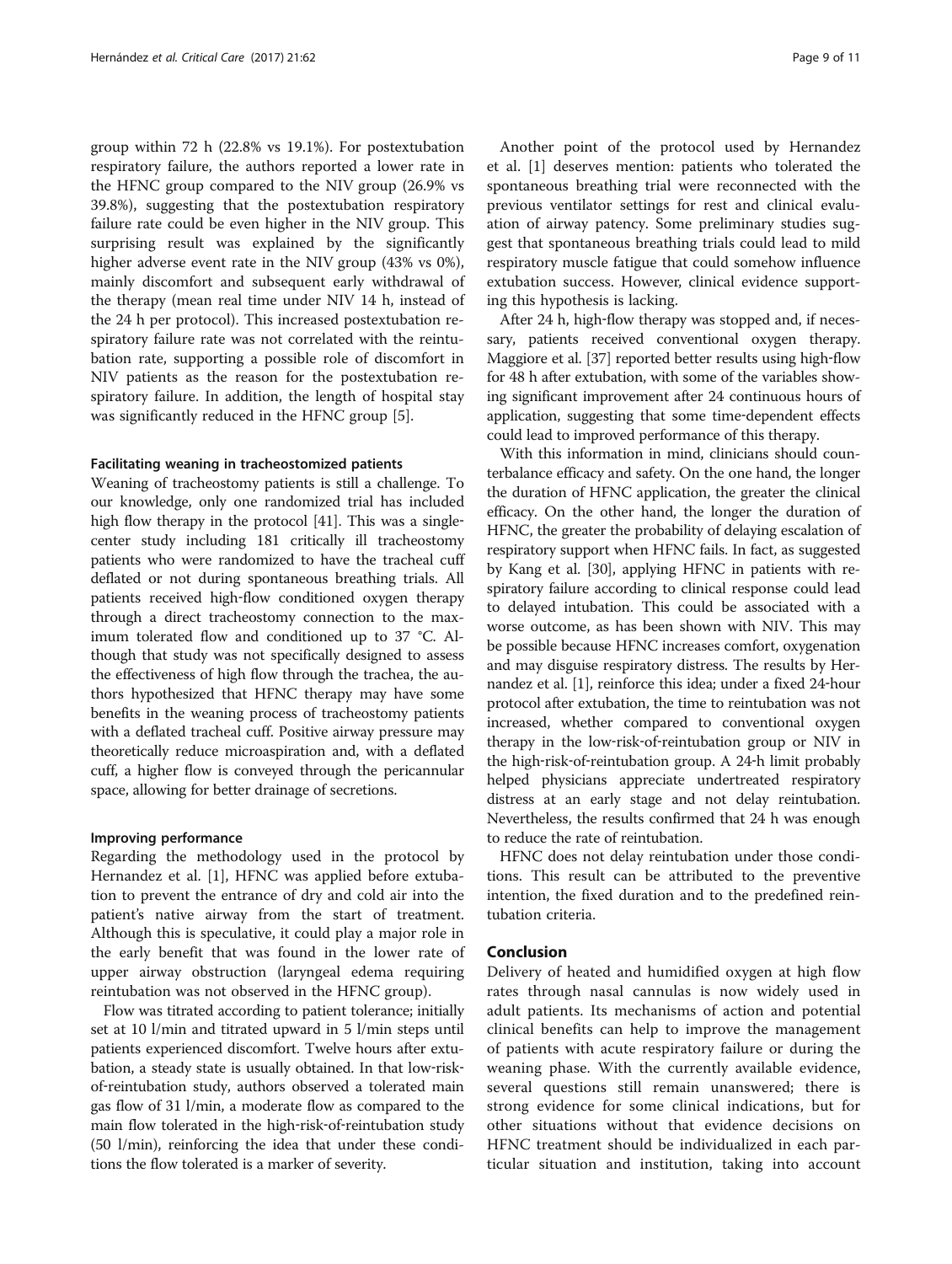group within 72 h (22.8% vs 19.1%). For postextubation respiratory failure, the authors reported a lower rate in the HFNC group compared to the NIV group (26.9% vs 39.8%), suggesting that the postextubation respiratory failure rate could be even higher in the NIV group. This surprising result was explained by the significantly higher adverse event rate in the NIV group (43% vs 0%), mainly discomfort and subsequent early withdrawal of the therapy (mean real time under NIV 14 h, instead of the 24 h per protocol). This increased postextubation respiratory failure rate was not correlated with the reintubation rate, supporting a possible role of discomfort in NIV patients as the reason for the postextubation respiratory failure. In addition, the length of hospital stay was significantly reduced in the HFNC group [5].

#### Facilitating weaning in tracheostomized patients

Weaning of tracheostomy patients is still a challenge. To our knowledge, only one randomized trial has included high flow therapy in the protocol [41]. This was a single-center study including 181 critically ill tracheostomy patients who were randomized to have the tracheal cuff deflated or not during spontaneous breathing trials. All patients received high-flow conditioned oxygen therapy through a direct tracheostomy connection to the maximum tolerated flow and conditioned up to 37 °C. Although that study was not specifically designed to assess the effectiveness of high flow through the trachea, the authors hypothesized that HFNC therapy may have some benefits in the weaning process of tracheostomy patients with a deflated tracheal cuff. Positive airway pressure may theoretically reduce microaspiration and, with a deflated cuff, a higher flow is conveyed through the pericannular space, allowing for better drainage of secretions.

#### Improving performance

Regarding the methodology used in the protocol by Hernandez et al. [1], HFNC was applied before extubation to prevent the entrance of dry and cold air into the patient's native airway from the start of treatment. Although this is speculative, it could play a major role in the early benefit that was found in the lower rate of upper airway obstruction (laryngeal edema requiring reintubation was not observed in the HFNC group).

Flow was titrated according to patient tolerance; initially set at 10 l/min and titrated upward in 5 l/min steps until patients experienced discomfort. Twelve hours after extubation, a steady state is usually obtained. In that low-risk-of-reintubation study, authors observed a tolerated main gas flow of 31 l/min, a moderate flow as compared to the main flow tolerated in the high-risk-of-reintubation study (50 l/min), reinforcing the idea that under these conditions the flow tolerated is a marker of severity.

Another point of the protocol used by Hernandez et al. [1] deserves mention: patients who tolerated the spontaneous breathing trial were reconnected with the previous ventilator settings for rest and clinical evaluation of airway patency. Some preliminary studies suggest that spontaneous breathing trials could lead to mild respiratory muscle fatigue that could somehow influence extubation success. However, clinical evidence supporting this hypothesis is lacking.

After 24 h, high-flow therapy was stopped and, if necessary, patients received conventional oxygen therapy. Maggiore et al. [37] reported better results using high-flow for 48 h after extubation, with some of the variables showing significant improvement after 24 continuous hours of application, suggesting that some time-dependent effects could lead to improved performance of this therapy.

With this information in mind, clinicians should counterbalance efficacy and safety. On the one hand, the longer the duration of HFNC application, the greater the clinical efficacy. On the other hand, the longer the duration of HFNC, the greater the probability of delaying escalation of respiratory support when HFNC fails. In fact, as suggested by Kang et al. [30], applying HFNC in patients with respiratory failure according to clinical response could lead to delayed intubation. This could be associated with a worse outcome, as has been shown with NIV. This may be possible because HFNC increases comfort, oxygenation and may disguise respiratory distress. The results by Hernandez et al. [1], reinforce this idea; under a fixed 24-hour protocol after extubation, the time to reintubation was not increased, whether compared to conventional oxygen therapy in the low-risk-of-reintubation group or NIV in the high-risk-of-reintubation group. A 24-h limit probably helped physicians appreciate undertreated respiratory distress at an early stage and not delay reintubation. Nevertheless, the results confirmed that 24 h was enough to reduce the rate of reintubation.

HFNC does not delay reintubation under those conditions. This result can be attributed to the preventive intention, the fixed duration and to the predefined reintubation criteria.

## Conclusion

Delivery of heated and humidified oxygen at high flow rates through nasal cannulas is now widely used in adult patients. Its mechanisms of action and potential clinical benefits can help to improve the management of patients with acute respiratory failure or during the weaning phase. With the currently available evidence, several questions still remain unanswered; there is strong evidence for some clinical indications, but for other situations without that evidence decisions on HFNC treatment should be individualized in each particular situation and institution, taking into account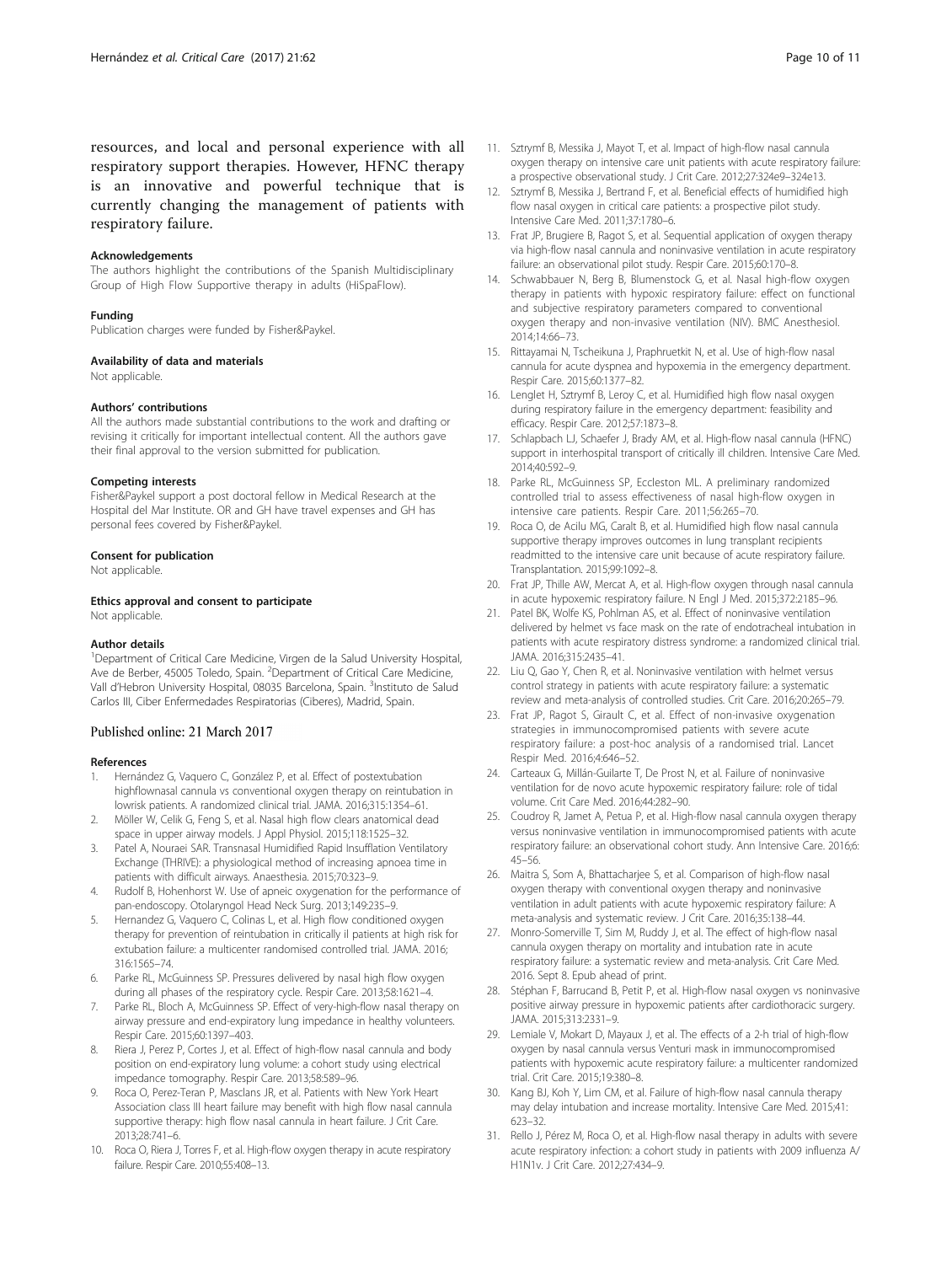resources, and local and personal experience with all respiratory support therapies. However, HFNC therapy is an innovative and powerful technique that is currently changing the management of patients with respiratory failure.

#### Acknowledgements

The authors highlight the contributions of the Spanish Multidisciplinary Group of High Flow Supportive therapy in adults (HiSpaFlow).

#### Funding

Publication charges were funded by Fisher&Paykel.

#### Availability of data and materials

Not applicable.

#### Authors' contributions

All the authors made substantial contributions to the work and drafting or revising it critically for important intellectual content. All the authors gave their final approval to the version submitted for publication.

#### Competing interests

Fisher&Paykel support a post doctoral fellow in Medical Research at the Hospital del Mar Institute. OR and GH have travel expenses and GH has personal fees covered by Fisher&Paykel.

#### Consent for publication

Not applicable.

#### Ethics approval and consent to participate

Not applicable.

#### Author details

[1]Department of Critical Care Medicine, Virgen de la Salud University Hospital, Ave de Berber, 45005 Toledo, Spain. [2]Department of Critical Care Medicine, Vall d'Hebron University Hospital, 08035 Barcelona, Spain. [3]Instituto de Salud Carlos III, Ciber Enfermedades Respiratorias (Ciberes), Madrid, Spain.

Published online: 21 March 2017

#### References

1. Hernández G, Vaquero C, González P, et al. Effect of postextubation highflownasal cannula vs conventional oxygen therapy on reintubation in lowrisk patients. A randomized clinical trial. JAMA. 2016;315:1354–61.
2. Möller W, Celik G, Feng S, et al. Nasal high flow clears anatomical dead space in upper airway models. J Appl Physiol. 2015;118:1525–32.
3. Patel A, Nouraei SAR. Transnasal Humidified Rapid Insufflation Ventilatory Exchange (THRIVE): a physiological method of increasing apnoea time in patients with difficult airways. Anaesthesia. 2015;70:323–9.
4. Rudolf B, Hohenhorst W. Use of apneic oxygenation for the performance of pan-endoscopy. Otolaryngol Head Neck Surg. 2013;149:235–9.
5. Hernandez G, Vaquero C, Colinas L, et al. High flow conditioned oxygen therapy for prevention of reintubation in critically il patients at high risk for extubation failure: a multicenter randomised controlled trial. JAMA. 2016; 316:1565–74.
6. Parke RL, McGuinness SP. Pressures delivered by nasal high flow oxygen during all phases of the respiratory cycle. Respir Care. 2013;58:1621–4.
7. Parke RL, Bloch A, McGuinness SP. Effect of very-high-flow nasal therapy on airway pressure and end-expiratory lung impedance in healthy volunteers. Respir Care. 2015;60:1397–403.
8. Riera J, Perez P, Cortes J, et al. Effect of high-flow nasal cannula and body position on end-expiratory lung volume: a cohort study using electrical impedance tomography. Respir Care. 2013;58:589–96.
9. Roca O, Perez-Teran P, Masclans JR, et al. Patients with New York Heart Association class III heart failure may benefit with high flow nasal cannula supportive therapy: high flow nasal cannula in heart failure. J Crit Care. 2013;28:741–6.
10. Roca O, Riera J, Torres F, et al. High-flow oxygen therapy in acute respiratory failure. Respir Care. 2010;55:408–13.
11. Sztrymf B, Messika J, Mayot T, et al. Impact of high-flow nasal cannula oxygen therapy on intensive care unit patients with acute respiratory failure: a prospective observational study. J Crit Care. 2012;27:324e9–324e13.
12. Sztrymf B, Messika J, Bertrand F, et al. Beneficial effects of humidified high flow nasal oxygen in critical care patients: a prospective pilot study. Intensive Care Med. 2011;37:1780–6.
13. Frat JP, Brugiere B, Ragot S, et al. Sequential application of oxygen therapy via high-flow nasal cannula and noninvasive ventilation in acute respiratory failure: an observational pilot study. Respir Care. 2015;60:170–8.
14. Schwabbauer N, Berg B, Blumenstock G, et al. Nasal high-flow oxygen therapy in patients with hypoxic respiratory failure: effect on functional and subjective respiratory parameters compared to conventional oxygen therapy and non-invasive ventilation (NIV). BMC Anesthesiol. 2014;14:66–73.
15. Rittayamai N, Tscheikuna J, Praphruetkit N, et al. Use of high-flow nasal cannula for acute dyspnea and hypoxemia in the emergency department. Respir Care. 2015;60:1377–82.
16. Lenglet H, Sztrymf B, Leroy C, et al. Humidified high flow nasal oxygen during respiratory failure in the emergency department: feasibility and efficacy. Respir Care. 2012;57:1873–8.
17. Schlapbach LJ, Schaefer J, Brady AM, et al. High-flow nasal cannula (HFNC) support in interhospital transport of critically ill children. Intensive Care Med. 2014;40:592–9.
18. Parke RL, McGuinness SP, Eccleston ML. A preliminary randomized controlled trial to assess effectiveness of nasal high-flow oxygen in intensive care patients. Respir Care. 2011;56:265–70.
19. Roca O, de Acilu MG, Caralt B, et al. Humidified high flow nasal cannula supportive therapy improves outcomes in lung transplant recipients readmitted to the intensive care unit because of acute respiratory failure. Transplantation. 2015;99:1092–8.
20. Frat JP, Thille AW, Mercat A, et al. High-flow oxygen through nasal cannula in acute hypoxemic respiratory failure. N Engl J Med. 2015;372:2185–96.
21. Patel BK, Wolfe KS, Pohlman AS, et al. Effect of noninvasive ventilation delivered by helmet vs face mask on the rate of endotracheal intubation in patients with acute respiratory distress syndrome: a randomized clinical trial. JAMA. 2016;315:2435–41.
22. Liu Q, Gao Y, Chen R, et al. Noninvasive ventilation with helmet versus control strategy in patients with acute respiratory failure: a systematic review and meta-analysis of controlled studies. Crit Care. 2016;20:265–79.
23. Frat JP, Ragot S, Girault C, et al. Effect of non-invasive oxygenation strategies in immunocompromised patients with severe acute respiratory failure: a post-hoc analysis of a randomised trial. Lancet Respir Med. 2016;4:646–52.
24. Carteaux G, Millán-Guilarte T, De Prost N, et al. Failure of noninvasive ventilation for de novo acute hypoxemic respiratory failure: role of tidal volume. Crit Care Med. 2016;44:282–90.
25. Coudroy R, Jamet A, Petua P, et al. High-flow nasal cannula oxygen therapy versus noninvasive ventilation in immunocompromised patients with acute respiratory failure: an observational cohort study. Ann Intensive Care. 2016;6: 45–56.
26. Maitra S, Som A, Bhattacharjee S, et al. Comparison of high-flow nasal oxygen therapy with conventional oxygen therapy and noninvasive ventilation in adult patients with acute hypoxemic respiratory failure: A meta-analysis and systematic review. J Crit Care. 2016;35:138–44.
27. Monro-Somerville T, Sim M, Ruddy J, et al. The effect of high-flow nasal cannula oxygen therapy on mortality and intubation rate in acute respiratory failure: a systematic review and meta-analysis. Crit Care Med. 2016. Sept 8. Epub ahead of print.
28. Stéphan F, Barrucand B, Petit P, et al. High-flow nasal oxygen vs noninvasive positive airway pressure in hypoxemic patients after cardiothoracic surgery. JAMA. 2015;313:2331–9.
29. Lemiale V, Mokart D, Mayaux J, et al. The effects of a 2-h trial of high-flow oxygen by nasal cannula versus Venturi mask in immunocompromised patients with hypoxemic acute respiratory failure: a multicenter randomized trial. Crit Care. 2015;19:380–8.
30. Kang BJ, Koh Y, Lim CM, et al. Failure of high-flow nasal cannula therapy may delay intubation and increase mortality. Intensive Care Med. 2015;41: 623–32.
31. Rello J, Pérez M, Roca O, et al. High-flow nasal therapy in adults with severe acute respiratory infection: a cohort study in patients with 2009 influenza A/ H1N1v. J Crit Care. 2012;27:434–9.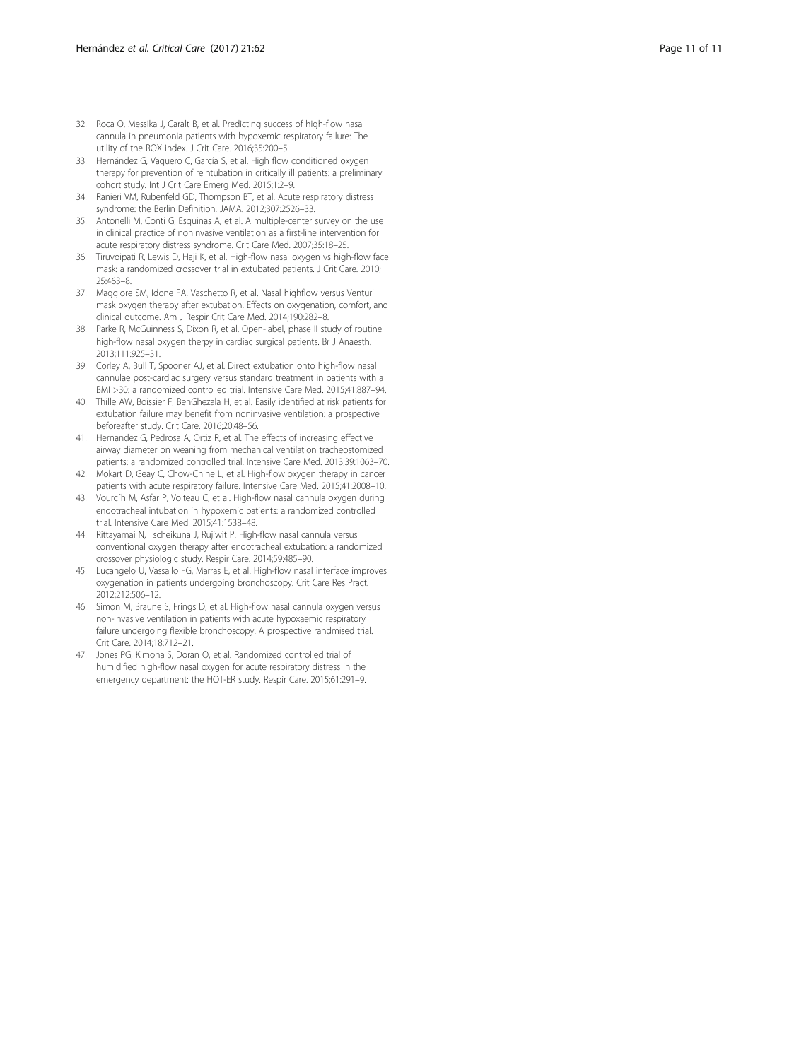32. Roca O, Messika J, Caralt B, et al. Predicting success of high-flow nasal cannula in pneumonia patients with hypoxemic respiratory failure: The utility of the ROX index. J Crit Care. 2016;35:200–5.
33. Hernández G, Vaquero C, García S, et al. High flow conditioned oxygen therapy for prevention of reintubation in critically ill patients: a preliminary cohort study. Int J Crit Care Emerg Med. 2015;1:2–9.
34. Ranieri VM, Rubenfeld GD, Thompson BT, et al. Acute respiratory distress syndrome: the Berlin Definition. JAMA. 2012;307:2526–33.
35. Antonelli M, Conti G, Esquinas A, et al. A multiple-center survey on the use in clinical practice of noninvasive ventilation as a first-line intervention for acute respiratory distress syndrome. Crit Care Med. 2007;35:18–25.
36. Tiruvoipati R, Lewis D, Haji K, et al. High-flow nasal oxygen vs high-flow face mask: a randomized crossover trial in extubated patients. J Crit Care. 2010; 25:463–8.
37. Maggiore SM, Idone FA, Vaschetto R, et al. Nasal highflow versus Venturi mask oxygen therapy after extubation. Effects on oxygenation, comfort, and clinical outcome. Am J Respir Crit Care Med. 2014;190:282–8.
38. Parke R, McGuinness S, Dixon R, et al. Open-label, phase II study of routine high-flow nasal oxygen therpy in cardiac surgical patients. Br J Anaesth. 2013;111:925–31.
39. Corley A, Bull T, Spooner AJ, et al. Direct extubation onto high-flow nasal cannulae post-cardiac surgery versus standard treatment in patients with a BMI >30: a randomized controlled trial. Intensive Care Med. 2015;41:887–94.
40. Thille AW, Boissier F, BenGhezala H, et al. Easily identified at risk patients for extubation failure may benefit from noninvasive ventilation: a prospective beforeafter study. Crit Care. 2016;20:48–56.
41. Hernandez G, Pedrosa A, Ortiz R, et al. The effects of increasing effective airway diameter on weaning from mechanical ventilation tracheostomized patients: a randomized controlled trial. Intensive Care Med. 2013;39:1063–70.
42. Mokart D, Geay C, Chow-Chine L, et al. High-flow oxygen therapy in cancer patients with acute respiratory failure. Intensive Care Med. 2015;41:2008–10.
43. Vourc´h M, Asfar P, Volteau C, et al. High-flow nasal cannula oxygen during endotracheal intubation in hypoxemic patients: a randomized controlled trial. Intensive Care Med. 2015;41:1538–48.
44. Rittayamai N, Tscheikuna J, Rujiwit P. High-flow nasal cannula versus conventional oxygen therapy after endotracheal extubation: a randomized crossover physiologic study. Respir Care. 2014;59:485–90.
45. Lucangelo U, Vassallo FG, Marras E, et al. High-flow nasal interface improves oxygenation in patients undergoing bronchoscopy. Crit Care Res Pract. 2012;212:506–12.
46. Simon M, Braune S, Frings D, et al. High-flow nasal cannula oxygen versus non-invasive ventilation in patients with acute hypoxaemic respiratory failure undergoing flexible bronchoscopy. A prospective randmised trial. Crit Care. 2014;18:712–21.
47. Jones PG, Kimona S, Doran O, et al. Randomized controlled trial of humidified high-flow nasal oxygen for acute respiratory distress in the emergency department: the HOT-ER study. Respir Care. 2015;61:291–9.